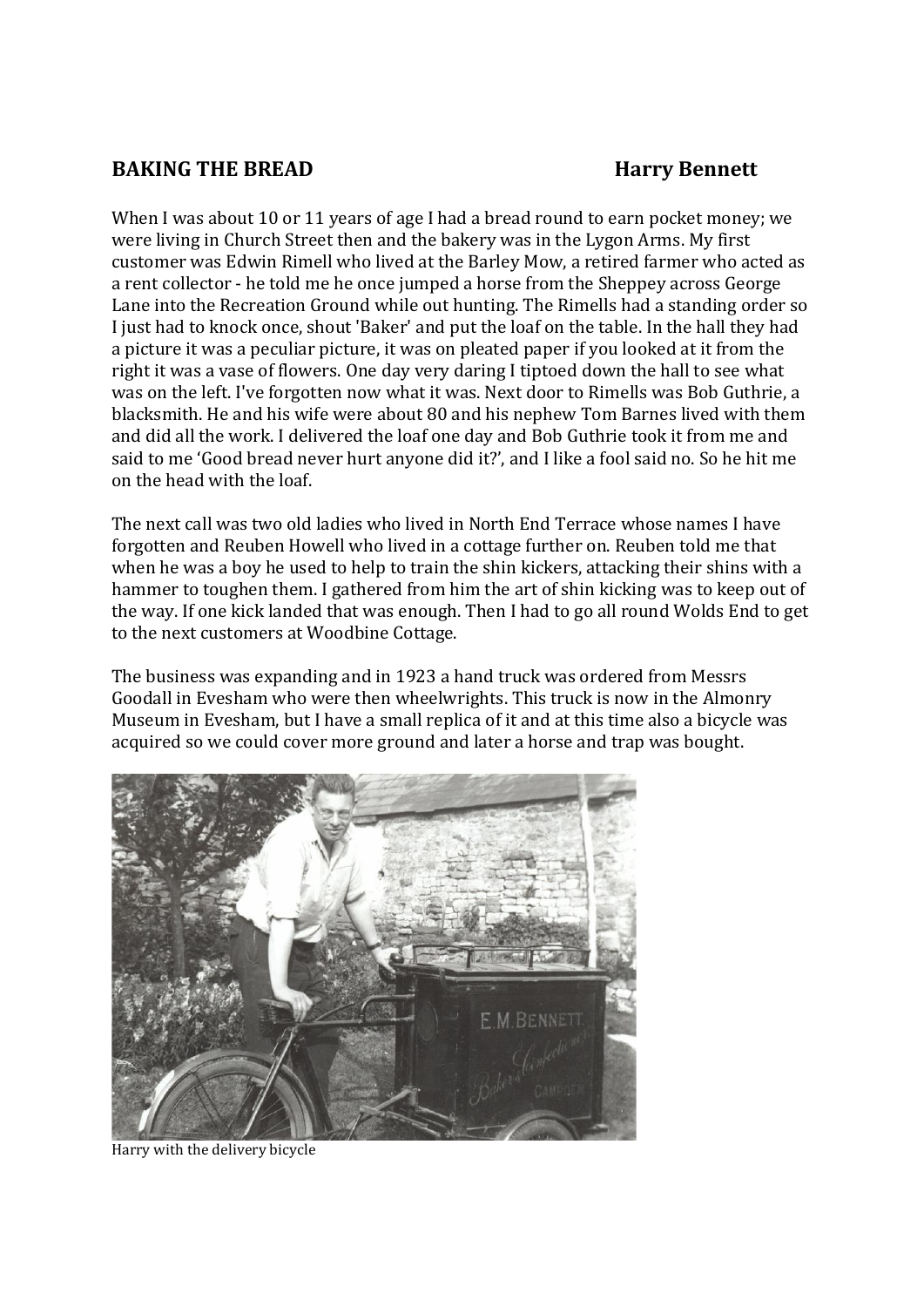# BAKING THE BREAD

**Harry Bennett**

When I was about 10 or 11 years of age I had a bread round to earn pocket money; we were living in Church Street then and the bakery was in the Lygon Arms. My first customer was Edwin Rimell who lived at the Barley Mow, a retired farmer who acted as a rent collector - he told me he once jumped a horse from the Sheppey across George Lane into the Recreation Ground while out hunting. The Rimells had a standing order so I just had to knock once, shout 'Baker' and put the loaf on the table. In the hall they had a picture it was a peculiar picture, it was on pleated paper if you looked at it from the right it was a vase of flowers. One day very daring I tiptoed down the hall to see what was on the left. I've forgotten now what it was. Next door to Rimells was Bob Guthrie, a blacksmith. He and his wife were about 80 and his nephew Tom Barnes lived with them and did all the work. I delivered the loaf one day and Bob Guthrie took it from me and said to me 'Good bread never hurt anyone did it?', and I like a fool said no. So he hit me on the head with the loaf.

The next call was two old ladies who lived in North End Terrace whose names I have forgotten and Reuben Howell who lived in a cottage further on. Reuben told me that when he was a boy he used to help to train the shin kickers, attacking their shins with a hammer to toughen them. I gathered from him the art of shin kicking was to keep out of the way. If one kick landed that was enough. Then I had to go all round Wolds End to get to the next customers at Woodbine Cottage.

The business was expanding and in 1923 a hand truck was ordered from Messrs Goodall in Evesham who were then wheelwrights. This truck is now in the Almonry Museum in Evesham, but I have a small replica of it and at this time also a bicycle was acquired so we could cover more ground and later a horse and trap was bought.

Harry with the delivery bicycle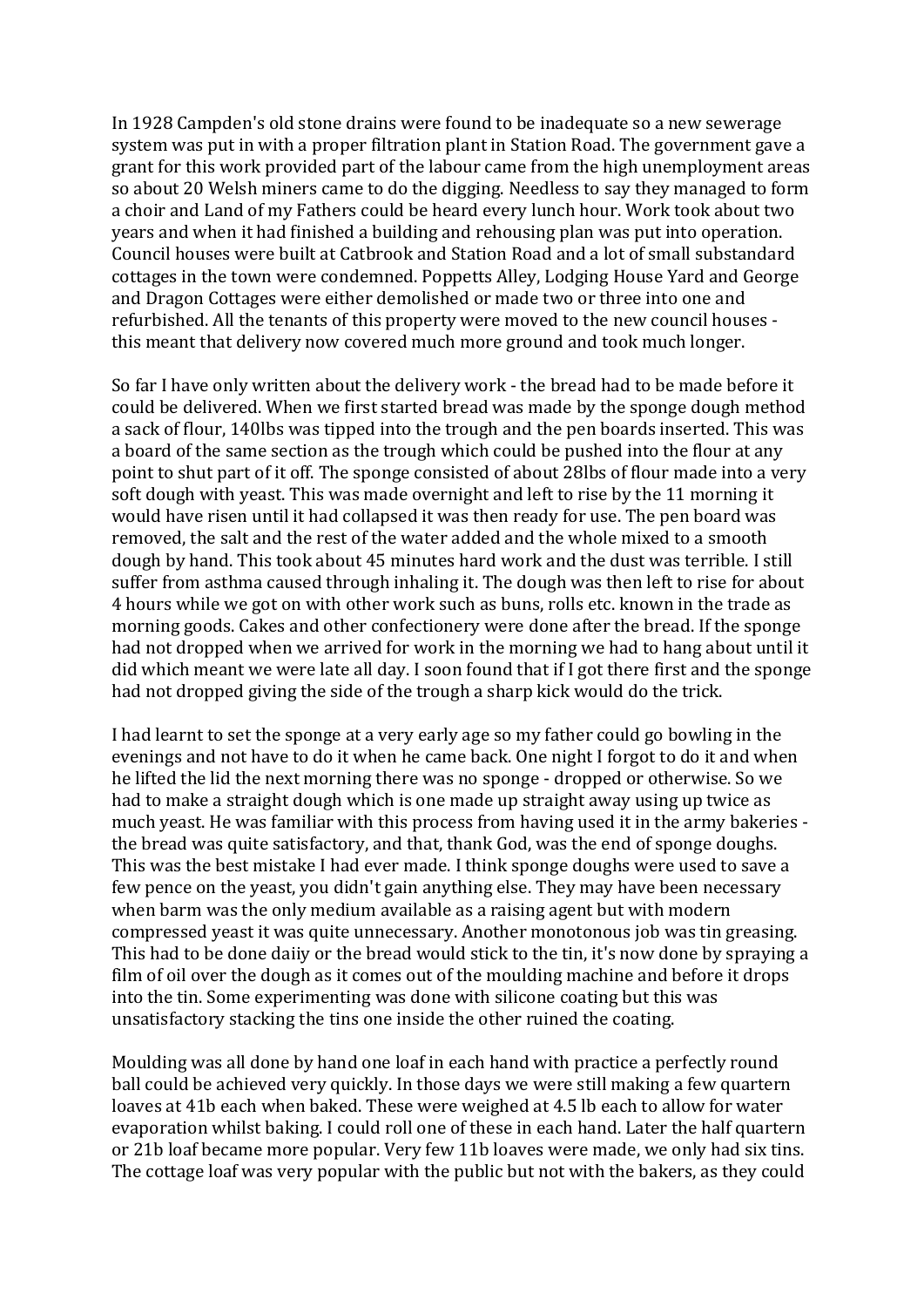In 1928 Campden's old stone drains were found to be inadequate so a new sewerage system was put in with a proper filtration plant in Station Road. The government gave a grant for this work provided part of the labour came from the high unemployment areas so about 20 Welsh miners came to do the digging. Needless to say they managed to form a choir and Land of my Fathers could be heard every lunch hour. Work took about two years and when it had finished a building and rehousing plan was put into operation. Council houses were built at Catbrook and Station Road and a lot of small substandard cottages in the town were condemned. Poppetts Alley, Lodging House Yard and George and Dragon Cottages were either demolished or made two or three into one and refurbished. All the tenants of this property were moved to the new council houses - this meant that delivery now covered much more ground and took much longer.

So far I have only written about the delivery work - the bread had to be made before it could be delivered. When we first started bread was made by the sponge dough method a sack of flour, 140lbs was tipped into the trough and the pen boards inserted. This was a board of the same section as the trough which could be pushed into the flour at any point to shut part of it off. The sponge consisted of about 28lbs of flour made into a very soft dough with yeast. This was made overnight and left to rise by the 11 morning it would have risen until it had collapsed it was then ready for use. The pen board was removed, the salt and the rest of the water added and the whole mixed to a smooth dough by hand. This took about 45 minutes hard work and the dust was terrible. I still suffer from asthma caused through inhaling it. The dough was then left to rise for about 4 hours while we got on with other work such as buns, rolls etc. known in the trade as morning goods. Cakes and other confectionery were done after the bread. If the sponge had not dropped when we arrived for work in the morning we had to hang about until it did which meant we were late all day. I soon found that if I got there first and the sponge had not dropped giving the side of the trough a sharp kick would do the trick.

I had learnt to set the sponge at a very early age so my father could go bowling in the evenings and not have to do it when he came back. One night I forgot to do it and when he lifted the lid the next morning there was no sponge - dropped or otherwise. So we had to make a straight dough which is one made up straight away using up twice as much yeast. He was familiar with this process from having used it in the army bakeries - the bread was quite satisfactory, and that, thank God, was the end of sponge doughs. This was the best mistake I had ever made. I think sponge doughs were used to save a few pence on the yeast, you didn't gain anything else. They may have been necessary when barm was the only medium available as a raising agent but with modern compressed yeast it was quite unnecessary. Another monotonous job was tin greasing. This had to be done daiiy or the bread would stick to the tin, it's now done by spraying a film of oil over the dough as it comes out of the moulding machine and before it drops into the tin. Some experimenting was done with silicone coating but this was unsatisfactory stacking the tins one inside the other ruined the coating.

Moulding was all done by hand one loaf in each hand with practice a perfectly round ball could be achieved very quickly. In those days we were still making a few quartern loaves at 41b each when baked. These were weighed at 4.5 lb each to allow for water evaporation whilst baking. I could roll one of these in each hand. Later the half quartern or 21b loaf became more popular. Very few 11b loaves were made, we only had six tins. The cottage loaf was very popular with the public but not with the bakers, as they could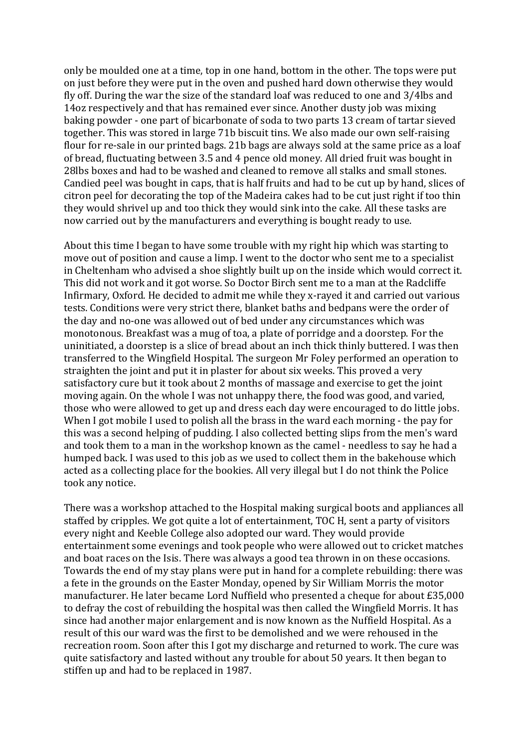only be moulded one at a time, top in one hand, bottom in the other. The tops were put on just before they were put in the oven and pushed hard down otherwise they would fly off. During the war the size of the standard loaf was reduced to one and 3/4lbs and 14oz respectively and that has remained ever since. Another dusty job was mixing baking powder - one part of bicarbonate of soda to two parts 13 cream of tartar sieved together. This was stored in large 71b biscuit tins. We also made our own self-raising flour for re-sale in our printed bags. 21b bags are always sold at the same price as a loaf of bread, fluctuating between 3.5 and 4 pence old money. All dried fruit was bought in 28lbs boxes and had to be washed and cleaned to remove all stalks and small stones. Candied peel was bought in caps, that is half fruits and had to be cut up by hand, slices of citron peel for decorating the top of the Madeira cakes had to be cut just right if too thin they would shrivel up and too thick they would sink into the cake. All these tasks are now carried out by the manufacturers and everything is bought ready to use.

About this time I began to have some trouble with my right hip which was starting to move out of position and cause a limp. I went to the doctor who sent me to a specialist in Cheltenham who advised a shoe slightly built up on the inside which would correct it. This did not work and it got worse. So Doctor Birch sent me to a man at the Radcliffe Infirmary, Oxford. He decided to admit me while they x-rayed it and carried out various tests. Conditions were very strict there, blanket baths and bedpans were the order of the day and no-one was allowed out of bed under any circumstances which was monotonous. Breakfast was a mug of toa, a plate of porridge and a doorstep. For the uninitiated, a doorstep is a slice of bread about an inch thick thinly buttered. I was then transferred to the Wingfield Hospital. The surgeon Mr Foley performed an operation to straighten the joint and put it in plaster for about six weeks. This proved a very satisfactory cure but it took about 2 months of massage and exercise to get the joint moving again. On the whole I was not unhappy there, the food was good, and varied, those who were allowed to get up and dress each day were encouraged to do little jobs. When I got mobile I used to polish all the brass in the ward each morning - the pay for this was a second helping of pudding. I also collected betting slips from the men's ward and took them to a man in the workshop known as the camel - needless to say he had a humped back. I was used to this job as we used to collect them in the bakehouse which acted as a collecting place for the bookies. All very illegal but I do not think the Police took any notice.

There was a workshop attached to the Hospital making surgical boots and appliances all staffed by cripples. We got quite a lot of entertainment, TOC H, sent a party of visitors every night and Keeble College also adopted our ward. They would provide entertainment some evenings and took people who were allowed out to cricket matches and boat races on the Isis. There was always a good tea thrown in on these occasions. Towards the end of my stay plans were put in hand for a complete rebuilding: there was a fete in the grounds on the Easter Monday, opened by Sir William Morris the motor manufacturer. He later became Lord Nuffield who presented a cheque for about £35,000 to defray the cost of rebuilding the hospital was then called the Wingfield Morris. It has since had another major enlargement and is now known as the Nuffield Hospital. As a result of this our ward was the first to be demolished and we were rehoused in the recreation room. Soon after this I got my discharge and returned to work. The cure was quite satisfactory and lasted without any trouble for about 50 years. It then began to stiffen up and had to be replaced in 1987.